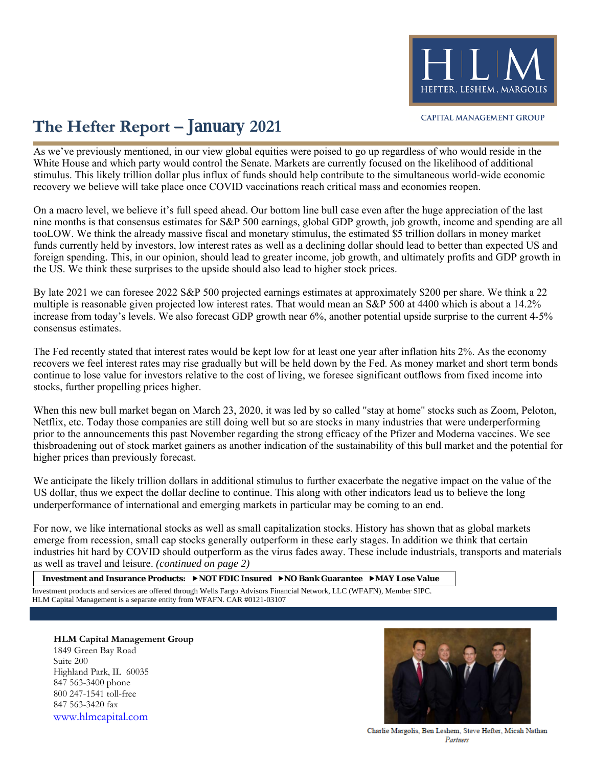HEFTER, LESHEM, MARGOLIS

CAPITAL MANAGEMENT GROUP

# The Hefter Report – January 2021

As we've previously mentioned, in our view global equities were poised to go up regardless of who would reside in the White House and which party would control the Senate. Markets are currently focused on the likelihood of additional stimulus. This likely trillion dollar plus influx of funds should help contribute to the simultaneous world-wide economic recovery we believe will take place once COVID vaccinations reach critical mass and economies reopen.

On a macro level, we believe it's full speed ahead. Our bottom line bull case even after the huge appreciation of the last nine months is that consensus estimates for S&P 500 earnings, global GDP growth, job growth, income and spending are all tooLOW. We think the already massive fiscal and monetary stimulus, the estimated $5 trillion dollars in money market funds currently held by investors, low interest rates as well as a declining dollar should lead to better than expected US and foreign spending. This, in our opinion, should lead to greater income, job growth, and ultimately profits and GDP growth in the US. We think these surprises to the upside should also lead to higher stock prices.

By late 2021 we can foresee 2022 S&P 500 projected earnings estimates at approximately $200 per share. We think a 22 multiple is reasonable given projected low interest rates. That would mean an S&P 500 at 4400 which is about a 14.2% increase from today's levels. We also forecast GDP growth near 6%, another potential upside surprise to the current 4-5% consensus estimates.

The Fed recently stated that interest rates would be kept low for at least one year after inflation hits 2%. As the economy recovers we feel interest rates may rise gradually but will be held down by the Fed. As money market and short term bonds continue to lose value for investors relative to the cost of living, we foresee significant outflows from fixed income into stocks, further propelling prices higher.

When this new bull market began on March 23, 2020, it was led by so called "stay at home" stocks such as Zoom, Peloton, Netflix, etc. Today those companies are still doing well but so are stocks in many industries that were underperforming prior to the announcements this past November regarding the strong efficacy of the Pfizer and Moderna vaccines. We see thisbroadening out of stock market gainers as another indication of the sustainability of this bull market and the potential for higher prices than previously forecast.

We anticipate the likely trillion dollars in additional stimulus to further exacerbate the negative impact on the value of the US dollar, thus we expect the dollar decline to continue. This along with other indicators lead us to believe the long underperformance of international and emerging markets in particular may be coming to an end.

For now, we like international stocks as well as small capitalization stocks. History has shown that as global markets emerge from recession, small cap stocks generally outperform in these early stages. In addition we think that certain industries hit hard by COVID should outperform as the virus fades away. These include industrials, transports and materials as well as travel and leisure. *(continued on page 2)*

**Investment and Insurance Products: ▶NOT FDIC Insured ▶NO Bank Guarantee ▶MAY Lose Value**

Investment products and services are offered through Wells Fargo Advisors Financial Network, LLC (WFAFN), Member SIPC.
HLM Capital Management is a separate entity from WFAFN. CAR #0121-03107

**HLM Capital Management Group**
1849 Green Bay Road
Suite 200
Highland Park, IL 60035
847 563-3400 phone
800 247-1541 toll-free
847 563-3420 fax
www.hlmcapital.com

Charlie Margolis, Ben Leshem, Steve Hefter, Micah Nathan
*Partners*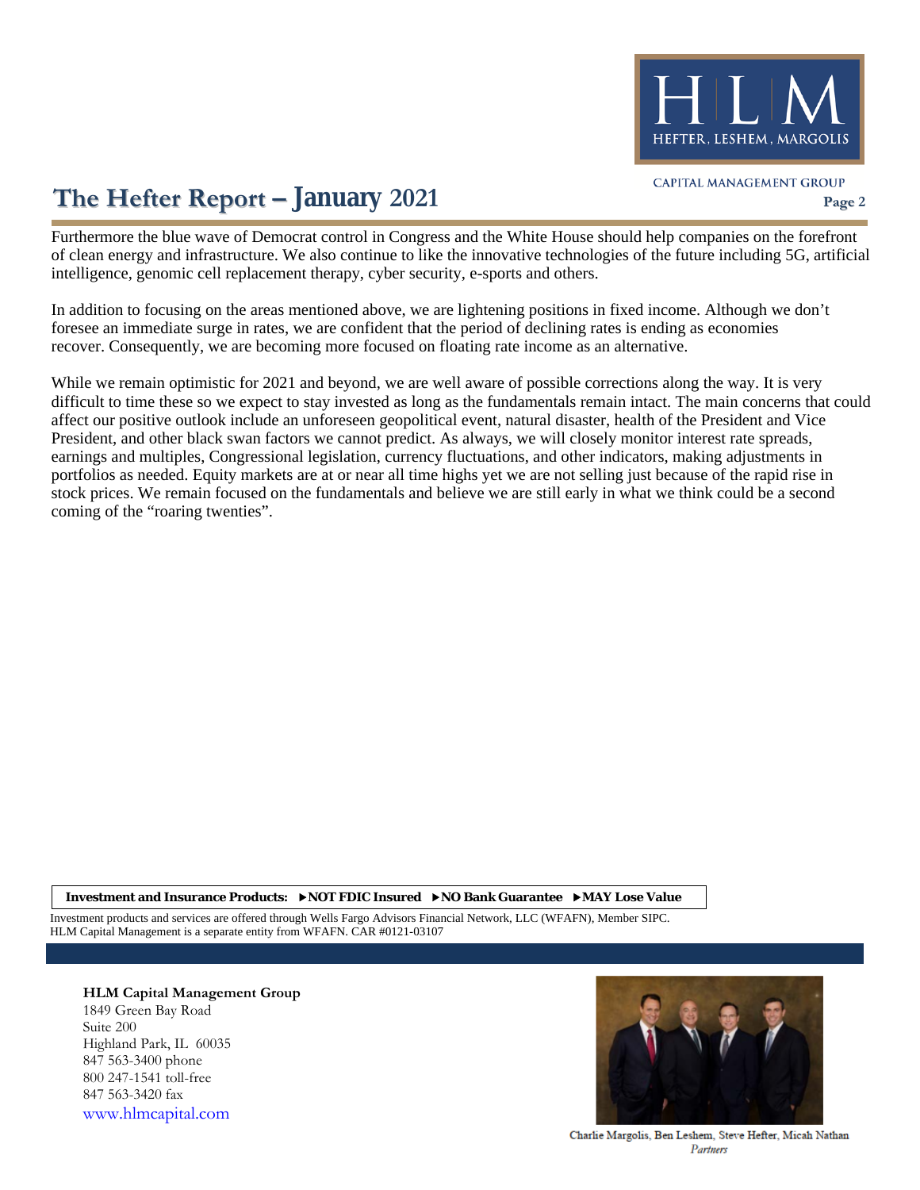Furthermore the blue wave of Democrat control in Congress and the White House should help companies on the forefront of clean energy and infrastructure. We also continue to like the innovative technologies of the future including 5G, artificial intelligence, genomic cell replacement therapy, cyber security, e-sports and others.

In addition to focusing on the areas mentioned above, we are lightening positions in fixed income. Although we don't foresee an immediate surge in rates, we are confident that the period of declining rates is ending as economies recover. Consequently, we are becoming more focused on floating rate income as an alternative.

While we remain optimistic for 2021 and beyond, we are well aware of possible corrections along the way. It is very difficult to time these so we expect to stay invested as long as the fundamentals remain intact. The main concerns that could affect our positive outlook include an unforeseen geopolitical event, natural disaster, health of the President and Vice President, and other black swan factors we cannot predict. As always, we will closely monitor interest rate spreads, earnings and multiples, Congressional legislation, currency fluctuations, and other indicators, making adjustments in portfolios as needed. Equity markets are at or near all time highs yet we are not selling just because of the rapid rise in stock prices. We remain focused on the fundamentals and believe we are still early in what we think could be a second coming of the "roaring twenties".

**Investment and Insurance Products: ▸NOT FDIC Insured ▸NO Bank Guarantee ▸MAY Lose Value**

Investment products and services are offered through Wells Fargo Advisors Financial Network, LLC (WFAFN), Member SIPC. HLM Capital Management is a separate entity from WFAFN. CAR #0121-03107

**HLM Capital Management Group**
1849 Green Bay Road
Suite 200
Highland Park, IL 60035
847 563-3400 phone
800 247-1541 toll-free
847 563-3420 fax
www.hlmcapital.com

Charlie Margolis, Ben Leshem, Steve Hefter, Micah Nathan
*Partners*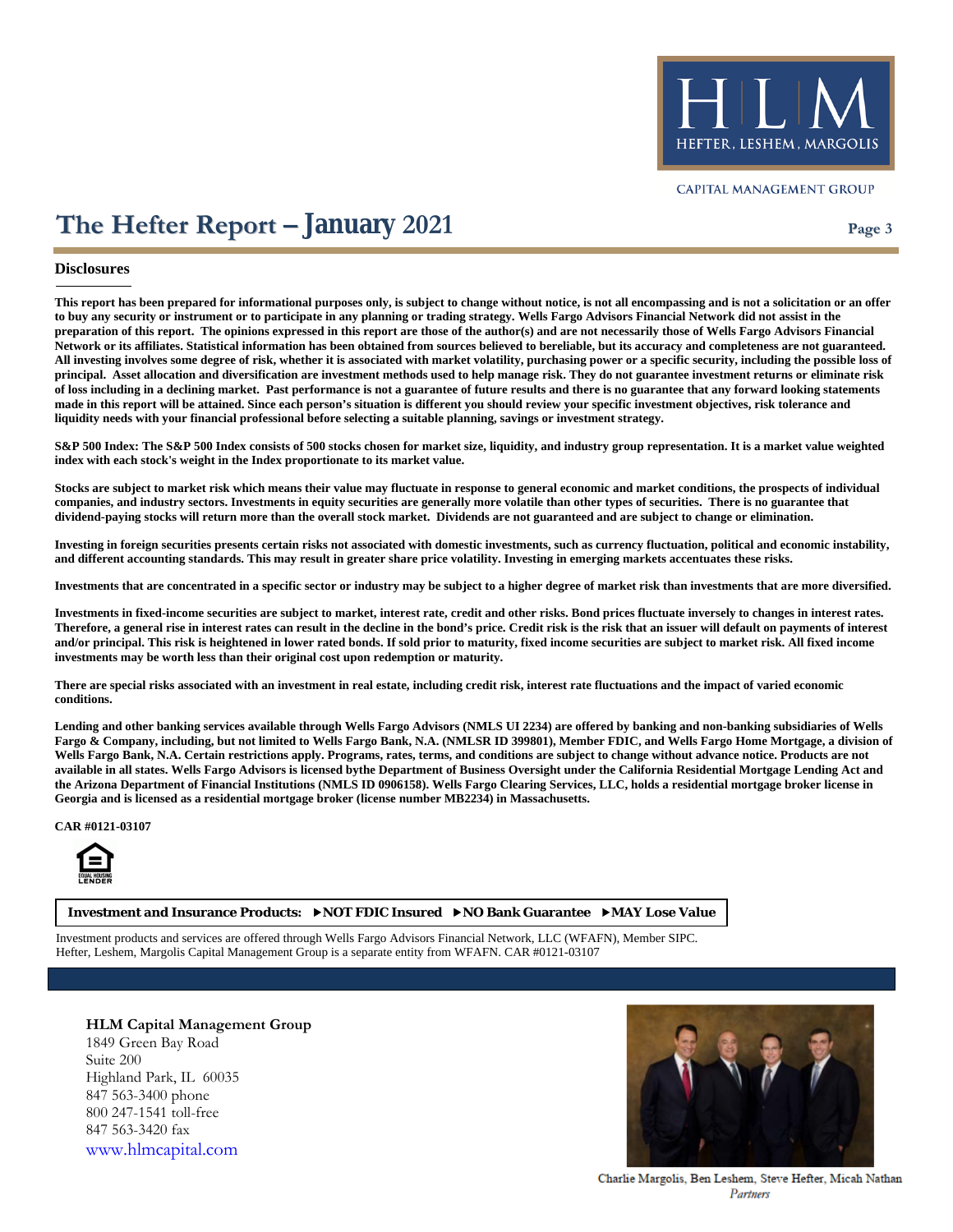HEFTER, LESHEM, MARGOLIS

CAPITAL MANAGEMENT GROUP

# The Hefter Report – January 2021

## Disclosures

**This report has been prepared for informational purposes only, is subject to change without notice, is not all encompassing and is not a solicitation or an offer to buy any security or instrument or to participate in any planning or trading strategy. Wells Fargo Advisors Financial Network did not assist in the preparation of this report. The opinions expressed in this report are those of the author(s) and are not necessarily those of Wells Fargo Advisors Financial Network or its affiliates. Statistical information has been obtained from sources believed to bereliable, but its accuracy and completeness are not guaranteed. All investing involves some degree of risk, whether it is associated with market volatility, purchasing power or a specific security, including the possible loss of principal. Asset allocation and diversification are investment methods used to help manage risk. They do not guarantee investment returns or eliminate risk of loss including in a declining market. Past performance is not a guarantee of future results and there is no guarantee that any forward looking statements made in this report will be attained. Since each person's situation is different you should review your specific investment objectives, risk tolerance and liquidity needs with your financial professional before selecting a suitable planning, savings or investment strategy.**

**S&P 500 Index: The S&P 500 Index consists of 500 stocks chosen for market size, liquidity, and industry group representation. It is a market value weighted index with each stock's weight in the Index proportionate to its market value.**

**Stocks are subject to market risk which means their value may fluctuate in response to general economic and market conditions, the prospects of individual companies, and industry sectors. Investments in equity securities are generally more volatile than other types of securities. There is no guarantee that dividend-paying stocks will return more than the overall stock market. Dividends are not guaranteed and are subject to change or elimination.**

**Investing in foreign securities presents certain risks not associated with domestic investments, such as currency fluctuation, political and economic instability, and different accounting standards. This may result in greater share price volatility. Investing in emerging markets accentuates these risks.**

**Investments that are concentrated in a specific sector or industry may be subject to a higher degree of market risk than investments that are more diversified.**

**Investments in fixed-income securities are subject to market, interest rate, credit and other risks. Bond prices fluctuate inversely to changes in interest rates. Therefore, a general rise in interest rates can result in the decline in the bond's price. Credit risk is the risk that an issuer will default on payments of interest and/or principal. This risk is heightened in lower rated bonds. If sold prior to maturity, fixed income securities are subject to market risk. All fixed income investments may be worth less than their original cost upon redemption or maturity.**

**There are special risks associated with an investment in real estate, including credit risk, interest rate fluctuations and the impact of varied economic conditions.**

**Lending and other banking services available through Wells Fargo Advisors (NMLS UI 2234) are offered by banking and non-banking subsidiaries of Wells Fargo & Company, including, but not limited to Wells Fargo Bank, N.A. (NMLSR ID 399801), Member FDIC, and Wells Fargo Home Mortgage, a division of Wells Fargo Bank, N.A. Certain restrictions apply. Programs, rates, terms, and conditions are subject to change without advance notice. Products are not available in all states. Wells Fargo Advisors is licensed bythe Department of Business Oversight under the California Residential Mortgage Lending Act and the Arizona Department of Financial Institutions (NMLS ID 0906158). Wells Fargo Clearing Services, LLC, holds a residential mortgage broker license in Georgia and is licensed as a residential mortgage broker (license number MB2234) in Massachusetts.**

**CAR #0121-03107**

EQUAL HOUSING LENDER

**Investment and Insurance Products: ▶NOT FDIC Insured ▶NO Bank Guarantee ▶MAY Lose Value**

Investment products and services are offered through Wells Fargo Advisors Financial Network, LLC (WFAFN), Member SIPC.
Hefter, Leshem, Margolis Capital Management Group is a separate entity from WFAFN. CAR #0121-03107

**HLM Capital Management Group**
1849 Green Bay Road
Suite 200
Highland Park, IL 60035
847 563-3400 phone
800 247-1541 toll-free
847 563-3420 fax
www.hlmcapital.com

Charlie Margolis, Ben Leshem, Steve Hefter, Micah Nathan
*Partners*